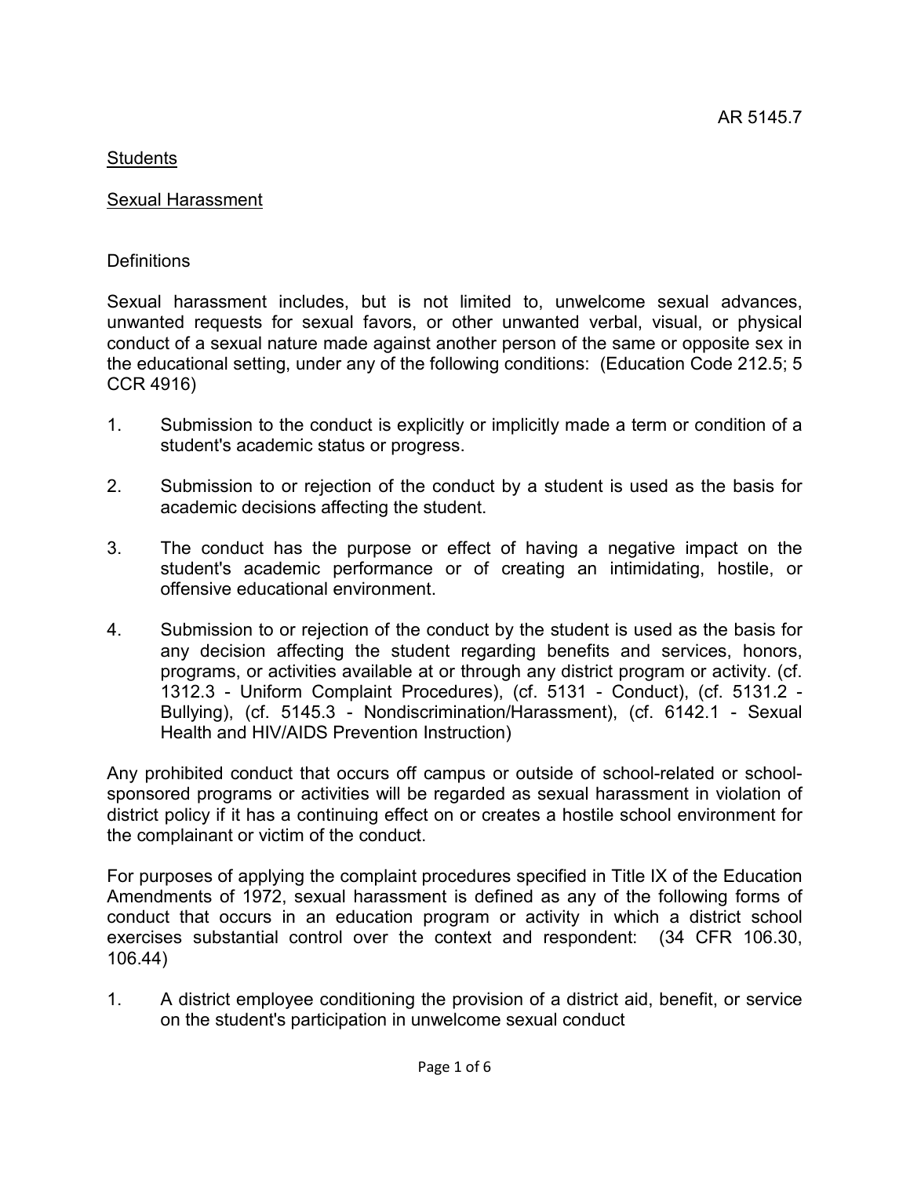AR 5145.7

Students

Sexual Harassment

Definitions

Sexual harassment includes, but is not limited to, unwelcome sexual advances, unwanted requests for sexual favors, or other unwanted verbal, visual, or physical conduct of a sexual nature made against another person of the same or opposite sex in the educational setting, under any of the following conditions: (Education Code 212.5; 5 CCR 4916)

1. Submission to the conduct is explicitly or implicitly made a term or condition of a student's academic status or progress.

2. Submission to or rejection of the conduct by a student is used as the basis for academic decisions affecting the student.

3. The conduct has the purpose or effect of having a negative impact on the student's academic performance or of creating an intimidating, hostile, or offensive educational environment.

4. Submission to or rejection of the conduct by the student is used as the basis for any decision affecting the student regarding benefits and services, honors, programs, or activities available at or through any district program or activity. (cf. 1312.3 - Uniform Complaint Procedures), (cf. 5131 - Conduct), (cf. 5131.2 - Bullying), (cf. 5145.3 - Nondiscrimination/Harassment), (cf. 6142.1 - Sexual Health and HIV/AIDS Prevention Instruction)

Any prohibited conduct that occurs off campus or outside of school-related or school-sponsored programs or activities will be regarded as sexual harassment in violation of district policy if it has a continuing effect on or creates a hostile school environment for the complainant or victim of the conduct.

For purposes of applying the complaint procedures specified in Title IX of the Education Amendments of 1972, sexual harassment is defined as any of the following forms of conduct that occurs in an education program or activity in which a district school exercises substantial control over the context and respondent: (34 CFR 106.30, 106.44)

1. A district employee conditioning the provision of a district aid, benefit, or service on the student's participation in unwelcome sexual conduct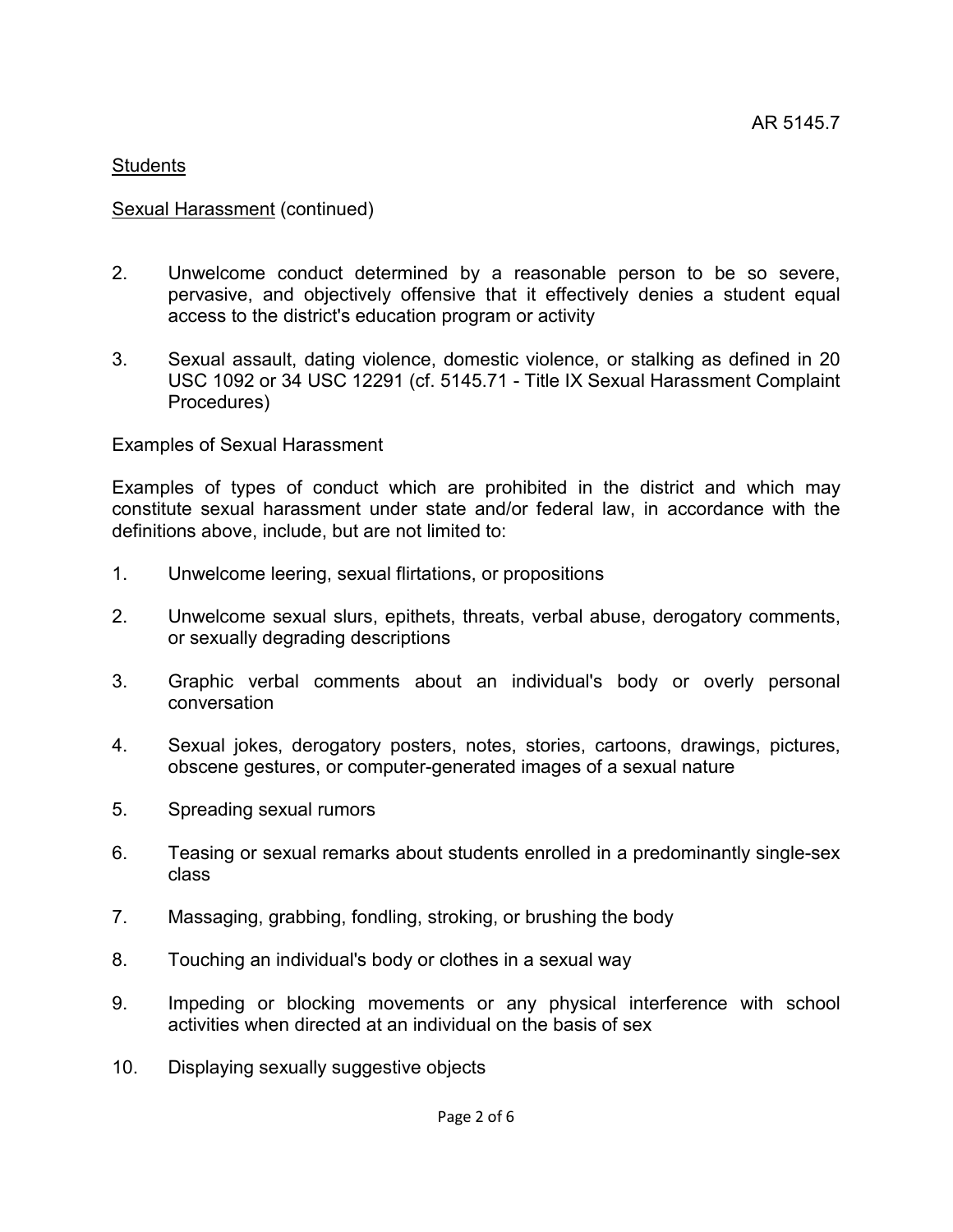Students

Sexual Harassment (continued)

2. Unwelcome conduct determined by a reasonable person to be so severe, pervasive, and objectively offensive that it effectively denies a student equal access to the district's education program or activity

3. Sexual assault, dating violence, domestic violence, or stalking as defined in 20 USC 1092 or 34 USC 12291 (cf. 5145.71 - Title IX Sexual Harassment Complaint Procedures)

Examples of Sexual Harassment

Examples of types of conduct which are prohibited in the district and which may constitute sexual harassment under state and/or federal law, in accordance with the definitions above, include, but are not limited to:

1. Unwelcome leering, sexual flirtations, or propositions

2. Unwelcome sexual slurs, epithets, threats, verbal abuse, derogatory comments, or sexually degrading descriptions

3. Graphic verbal comments about an individual's body or overly personal conversation

4. Sexual jokes, derogatory posters, notes, stories, cartoons, drawings, pictures, obscene gestures, or computer-generated images of a sexual nature

5. Spreading sexual rumors

6. Teasing or sexual remarks about students enrolled in a predominantly single-sex class

7. Massaging, grabbing, fondling, stroking, or brushing the body

8. Touching an individual's body or clothes in a sexual way

9. Impeding or blocking movements or any physical interference with school activities when directed at an individual on the basis of sex

10. Displaying sexually suggestive objects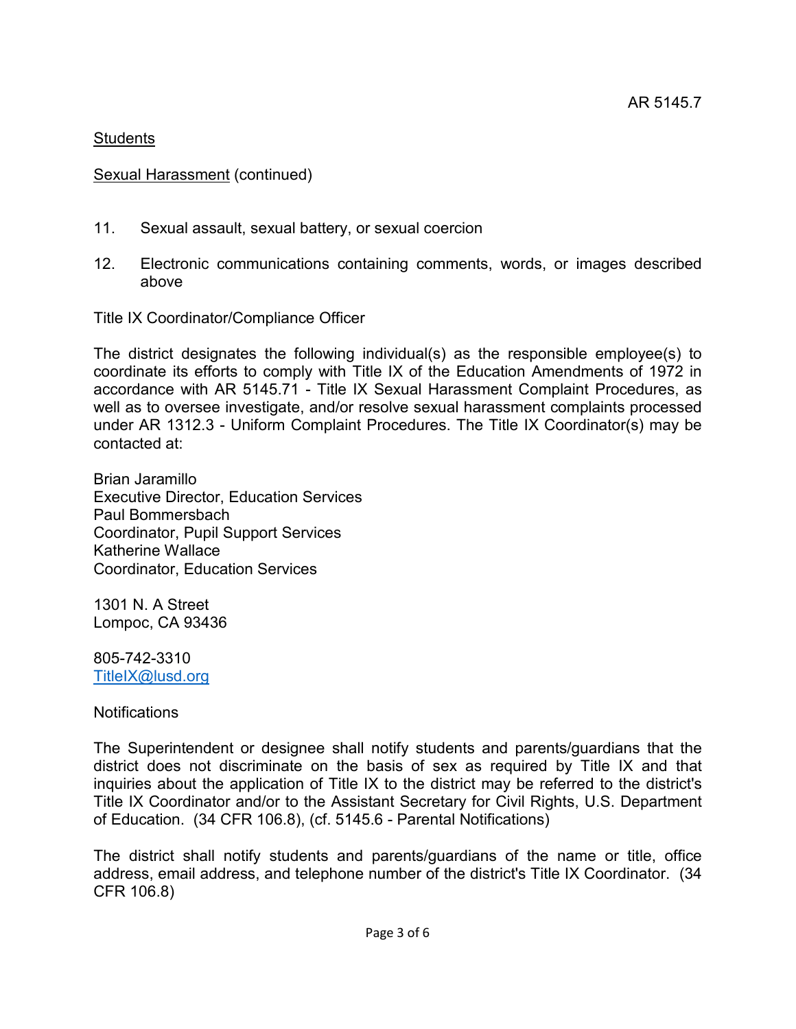Students

Sexual Harassment (continued)

11. Sexual assault, sexual battery, or sexual coercion

12. Electronic communications containing comments, words, or images described above

Title IX Coordinator/Compliance Officer

The district designates the following individual(s) as the responsible employee(s) to coordinate its efforts to comply with Title IX of the Education Amendments of 1972 in accordance with AR 5145.71 - Title IX Sexual Harassment Complaint Procedures, as well as to oversee investigate, and/or resolve sexual harassment complaints processed under AR 1312.3 - Uniform Complaint Procedures. The Title IX Coordinator(s) may be contacted at:

Brian Jaramillo
Executive Director, Education Services
Paul Bommersbach
Coordinator, Pupil Support Services
Katherine Wallace
Coordinator, Education Services

1301 N. A Street
Lompoc, CA 93436

805-742-3310
TitleIX@lusd.org

Notifications

The Superintendent or designee shall notify students and parents/guardians that the district does not discriminate on the basis of sex as required by Title IX and that inquiries about the application of Title IX to the district may be referred to the district's Title IX Coordinator and/or to the Assistant Secretary for Civil Rights, U.S. Department of Education. (34 CFR 106.8), (cf. 5145.6 - Parental Notifications)

The district shall notify students and parents/guardians of the name or title, office address, email address, and telephone number of the district's Title IX Coordinator. (34 CFR 106.8)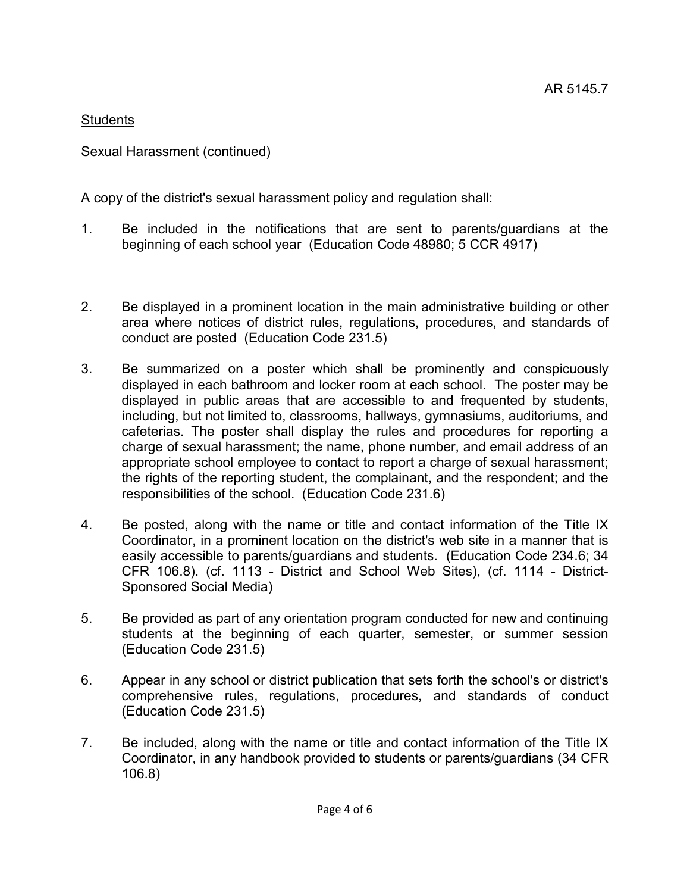AR 5145.7

Students

Sexual Harassment (continued)

A copy of the district's sexual harassment policy and regulation shall:

1. Be included in the notifications that are sent to parents/guardians at the beginning of each school year (Education Code 48980; 5 CCR 4917)

2. Be displayed in a prominent location in the main administrative building or other area where notices of district rules, regulations, procedures, and standards of conduct are posted (Education Code 231.5)

3. Be summarized on a poster which shall be prominently and conspicuously displayed in each bathroom and locker room at each school. The poster may be displayed in public areas that are accessible to and frequented by students, including, but not limited to, classrooms, hallways, gymnasiums, auditoriums, and cafeterias. The poster shall display the rules and procedures for reporting a charge of sexual harassment; the name, phone number, and email address of an appropriate school employee to contact to report a charge of sexual harassment; the rights of the reporting student, the complainant, and the respondent; and the responsibilities of the school. (Education Code 231.6)

4. Be posted, along with the name or title and contact information of the Title IX Coordinator, in a prominent location on the district's web site in a manner that is easily accessible to parents/guardians and students. (Education Code 234.6; 34 CFR 106.8). (cf. 1113 - District and School Web Sites), (cf. 1114 - District-Sponsored Social Media)

5. Be provided as part of any orientation program conducted for new and continuing students at the beginning of each quarter, semester, or summer session (Education Code 231.5)

6. Appear in any school or district publication that sets forth the school's or district's comprehensive rules, regulations, procedures, and standards of conduct (Education Code 231.5)

7. Be included, along with the name or title and contact information of the Title IX Coordinator, in any handbook provided to students or parents/guardians (34 CFR 106.8)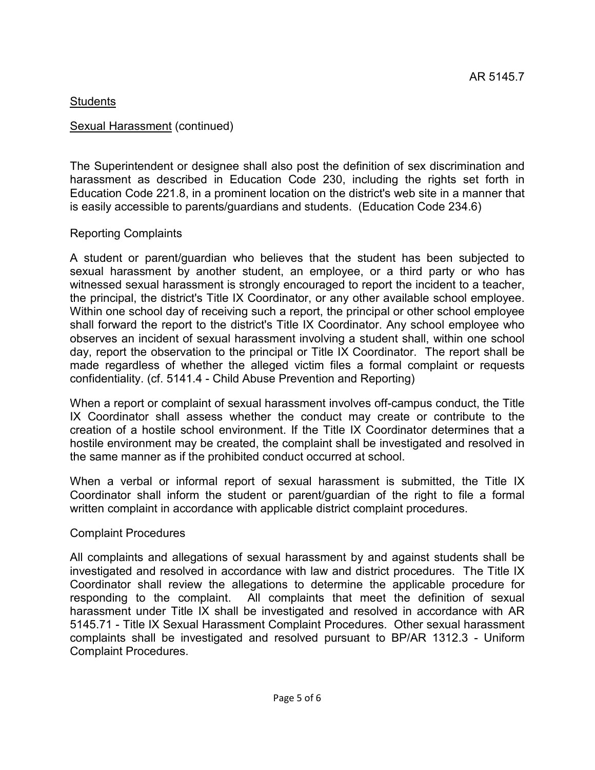The Superintendent or designee shall also post the definition of sex discrimination and harassment as described in Education Code 230, including the rights set forth in Education Code 221.8, in a prominent location on the district's web site in a manner that is easily accessible to parents/guardians and students. (Education Code 234.6)

Reporting Complaints

A student or parent/guardian who believes that the student has been subjected to sexual harassment by another student, an employee, or a third party or who has witnessed sexual harassment is strongly encouraged to report the incident to a teacher, the principal, the district's Title IX Coordinator, or any other available school employee. Within one school day of receiving such a report, the principal or other school employee shall forward the report to the district's Title IX Coordinator. Any school employee who observes an incident of sexual harassment involving a student shall, within one school day, report the observation to the principal or Title IX Coordinator. The report shall be made regardless of whether the alleged victim files a formal complaint or requests confidentiality. (cf. 5141.4 - Child Abuse Prevention and Reporting)

When a report or complaint of sexual harassment involves off-campus conduct, the Title IX Coordinator shall assess whether the conduct may create or contribute to the creation of a hostile school environment. If the Title IX Coordinator determines that a hostile environment may be created, the complaint shall be investigated and resolved in the same manner as if the prohibited conduct occurred at school.

When a verbal or informal report of sexual harassment is submitted, the Title IX Coordinator shall inform the student or parent/guardian of the right to file a formal written complaint in accordance with applicable district complaint procedures.

Complaint Procedures

All complaints and allegations of sexual harassment by and against students shall be investigated and resolved in accordance with law and district procedures. The Title IX Coordinator shall review the allegations to determine the applicable procedure for responding to the complaint. All complaints that meet the definition of sexual harassment under Title IX shall be investigated and resolved in accordance with AR 5145.71 - Title IX Sexual Harassment Complaint Procedures. Other sexual harassment complaints shall be investigated and resolved pursuant to BP/AR 1312.3 - Uniform Complaint Procedures.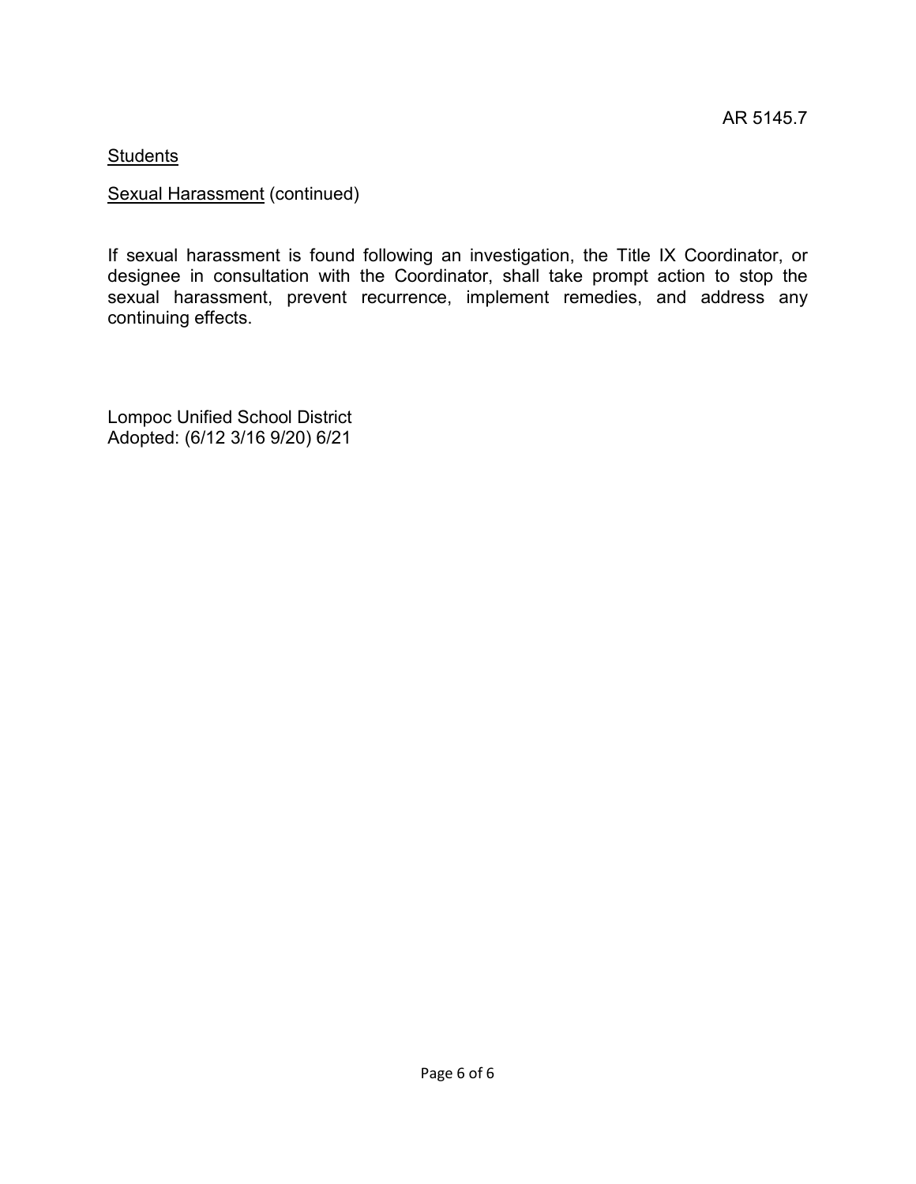If sexual harassment is found following an investigation, the Title IX Coordinator, or designee in consultation with the Coordinator, shall take prompt action to stop the sexual harassment, prevent recurrence, implement remedies, and address any continuing effects.

Lompoc Unified School District
Adopted: (6/12 3/16 9/20) 6/21